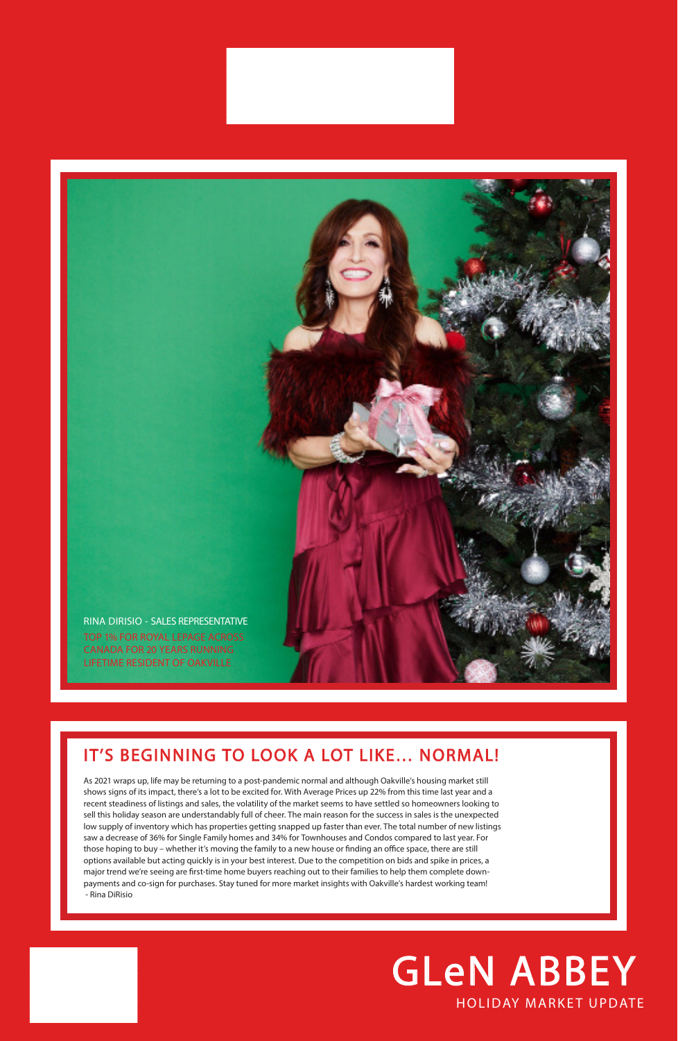RINA DIRISIO - SALES REPRESENTATIVE

TOP 1% FOR ROYAL LEPAGE ACROSS CANADA FOR 20 YEARS RUNNING

LIFETIME RESIDENT OF OAKVILLE

## IT'S BEGINNING TO LOOK A LOT LIKE... NORMAL!

As 2021 wraps up, life may be returning to a post-pandemic normal and although Oakville's housing market still shows signs of its impact, there's a lot to be excited for. With Average Prices up 22% from this time last year and a recent steadiness of listings and sales, the volatility of the market seems to have settled so homeowners looking to sell this holiday season are understandably full of cheer. The main reason for the success in sales is the unexpected low supply of inventory which has properties getting snapped up faster than ever. The total number of new listings saw a decrease of 36% for Single Family homes and 34% for Townhouses and Condos compared to last year. For those hoping to buy – whether it's moving the family to a new house or finding an office space, there are still options available but acting quickly is in your best interest. Due to the competition on bids and spike in prices, a major trend we're seeing are first-time home buyers reaching out to their families to help them complete down-payments and co-sign for purchases. Stay tuned for more market insights with Oakville's hardest working team!
 - Rina DiRisio

# GLeN ABBEY

HOLIDAY MARKET UPDATE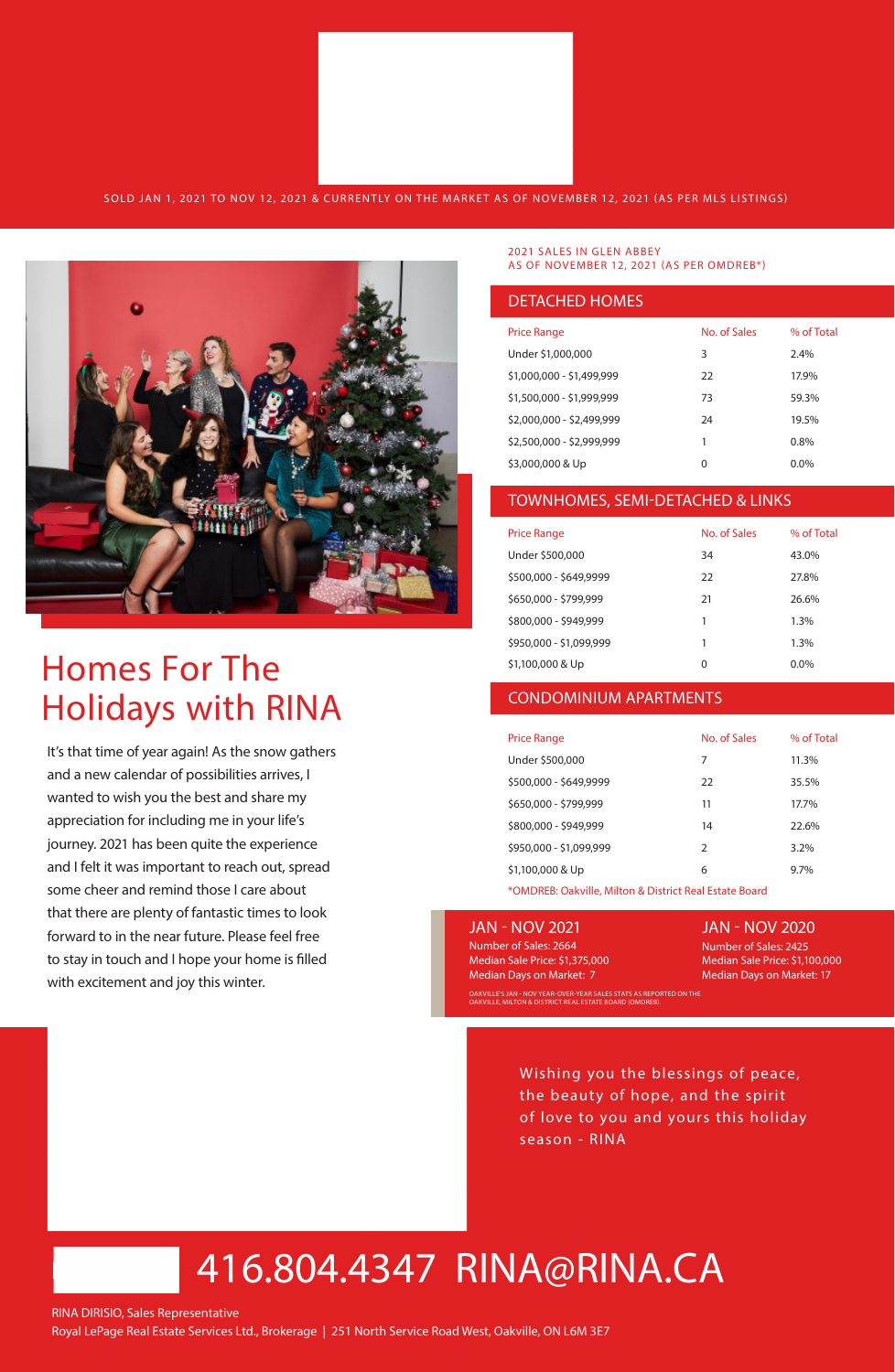SOLD JAN 1, 2021 TO NOV 12, 2021 & CURRENTLY ON THE MARKET AS OF NOVEMBER 12, 2021 (AS PER MLS LISTINGS)

# Homes For The Holidays with RINA

It's that time of year again! As the snow gathers and a new calendar of possibilities arrives, I wanted to wish you the best and share my appreciation for including me in your life's journey. 2021 has been quite the experience and I felt it was important to reach out, spread some cheer and remind those I care about that there are plenty of fantastic times to look forward to in the near future. Please feel free to stay in touch and I hope your home is filled with excitement and joy this winter.

2021 SALES IN GLEN ABBEY
AS OF NOVEMBER 12, 2021 (AS PER OMDREB*)

## DETACHED HOMES

| Price Range | No. of Sales | % of Total |
|---|---|---|
| Under $1,000,000 | 3 | 2.4% |
| $1,000,000 - $1,499,999 | 22 | 17.9% |
| $1,500,000 - $1,999,999 | 73 | 59.3% |
| $2,000,000 - $2,499,999 | 24 | 19.5% |
| $2,500,000 - $2,999,999 | 1 | 0.8% |
| $3,000,000 & Up | 0 | 0.0% |

## TOWNHOMES, SEMI-DETACHED & LINKS

| Price Range | No. of Sales | % of Total |
|---|---|---|
| Under $500,000 | 34 | 43.0% |
| $500,000 - $649,9999 | 22 | 27.8% |
| $650,000 - $799,999 | 21 | 26.6% |
| $800,000 - $949,999 | 1 | 1.3% |
| $950,000 - $1,099,999 | 1 | 1.3% |
| $1,100,000 & Up | 0 | 0.0% |

## CONDOMINIUM APARTMENTS

| Price Range | No. of Sales | % of Total |
|---|---|---|
| Under $500,000 | 7 | 11.3% |
| $500,000 - $649,9999 | 22 | 35.5% |
| $650,000 - $799,999 | 11 | 17.7% |
| $800,000 - $949,999 | 14 | 22.6% |
| $950,000 - $1,099,999 | 2 | 3.2% |
| $1,100,000 & Up | 6 | 9.7% |

*OMDREB: Oakville, Milton & District Real Estate Board

### JAN - NOV 2021

Number of Sales: 2664
Median Sale Price: $1,375,000
Median Days on Market: 7

### JAN - NOV 2020

Number of Sales: 2425
Median Sale Price: $1,100,000
Median Days on Market: 17

OAKVILLE'S JAN - NOV YEAR-OVER-YEAR SALES STATS AS REPORTED ON THE OAKVILLE, MILTON & DISTRICT REAL ESTATE BOARD (OMDREB).

Wishing you the blessings of peace, the beauty of hope, and the spirit of love to you and yours this holiday season - RINA

416.804.4347 RINA@RINA.CA

RINA DIRISIO, Sales Representative
Royal LePage Real Estate Services Ltd., Brokerage | 251 North Service Road West, Oakville, ON L6M 3E7